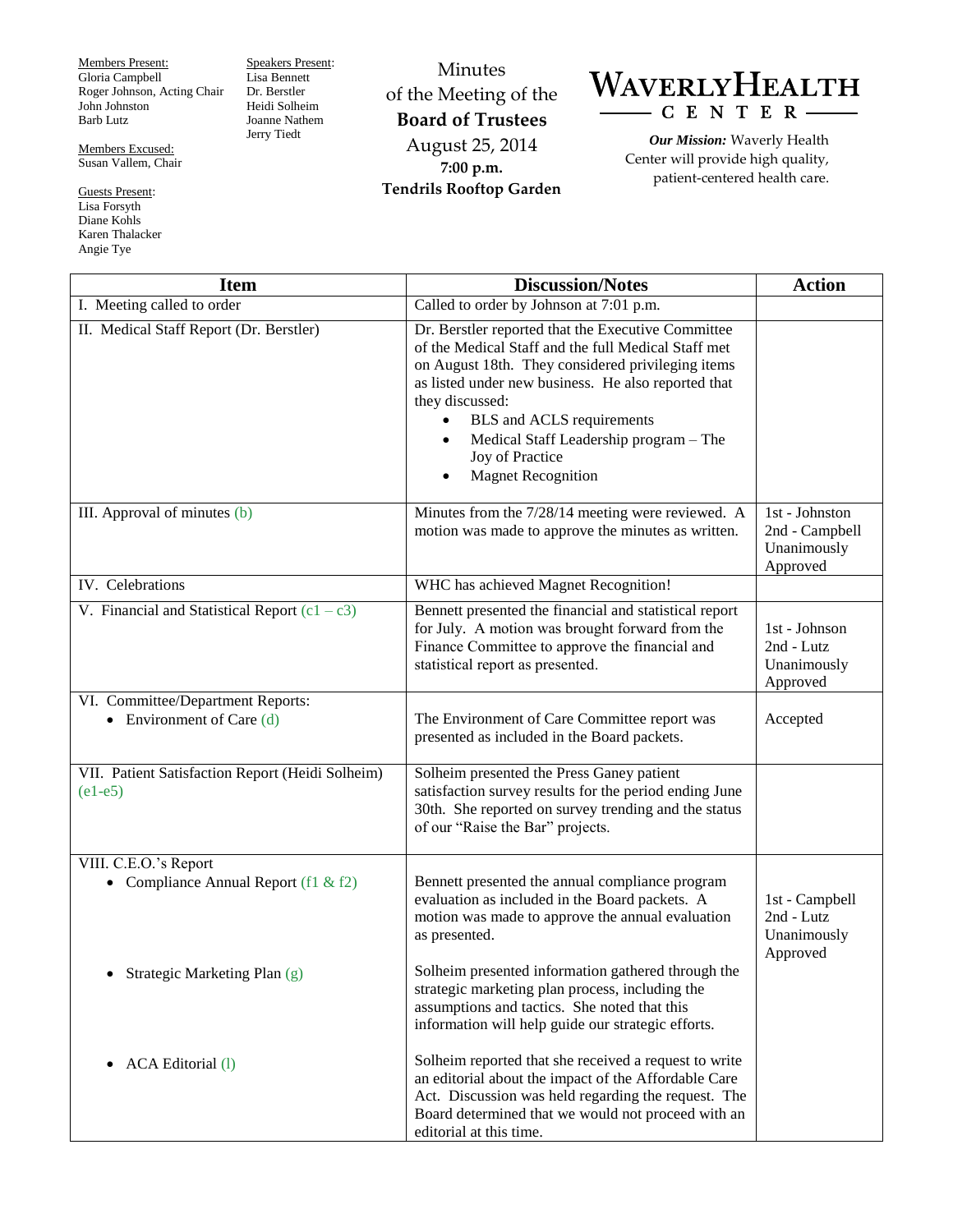Members Present:
Gloria Campbell
Roger Johnson, Acting Chair
John Johnston
Barb Lutz

Members Excused:
Susan Vallem, Chair

Guests Present:
Lisa Forsyth
Diane Kohls
Karen Thalacker
Angie Tye

Speakers Present:
Lisa Bennett
Dr. Berstler
Heidi Solheim
Joanne Nathem
Jerry Tiedt

# Minutes of the Meeting of the **Board of Trustees**

August 25, 2014
**7:00 p.m.**
**Tendrils Rooftop Garden**

**WAVERLY HEALTH CENTER**

***Our Mission:*** Waverly Health Center will provide high quality, patient-centered health care.

| Item | Discussion/Notes | Action |
|---|---|---|
| I. Meeting called to order | Called to order by Johnson at 7:01 p.m. | |
| II. Medical Staff Report (Dr. Berstler) | Dr. Berstler reported that the Executive Committee of the Medical Staff and the full Medical Staff met on August 18th. They considered privileging items as listed under new business. He also reported that they discussed:<br>• BLS and ACLS requirements<br>• Medical Staff Leadership program – The Joy of Practice<br>• Magnet Recognition | |
| III. Approval of minutes (b) | Minutes from the 7/28/14 meeting were reviewed. A motion was made to approve the minutes as written. | 1st - Johnston<br>2nd - Campbell<br>Unanimously Approved |
| IV. Celebrations | WHC has achieved Magnet Recognition! | |
| V. Financial and Statistical Report (c1 – c3) | Bennett presented the financial and statistical report for July. A motion was brought forward from the Finance Committee to approve the financial and statistical report as presented. | 1st - Johnson<br>2nd - Lutz<br>Unanimously Approved |
| VI. Committee/Department Reports:<br>• Environment of Care (d) | The Environment of Care Committee report was presented as included in the Board packets. | Accepted |
| VII. Patient Satisfaction Report (Heidi Solheim) (e1-e5) | Solheim presented the Press Ganey patient satisfaction survey results for the period ending June 30th. She reported on survey trending and the status of our "Raise the Bar" projects. | |
| VIII. C.E.O.'s Report<br>• Compliance Annual Report (f1 & f2) | Bennett presented the annual compliance program evaluation as included in the Board packets. A motion was made to approve the annual evaluation as presented. | 1st - Campbell<br>2nd - Lutz<br>Unanimously Approved |
| • Strategic Marketing Plan (g) | Solheim presented information gathered through the strategic marketing plan process, including the assumptions and tactics. She noted that this information will help guide our strategic efforts. | |
| • ACA Editorial (l) | Solheim reported that she received a request to write an editorial about the impact of the Affordable Care Act. Discussion was held regarding the request. The Board determined that we would not proceed with an editorial at this time. | |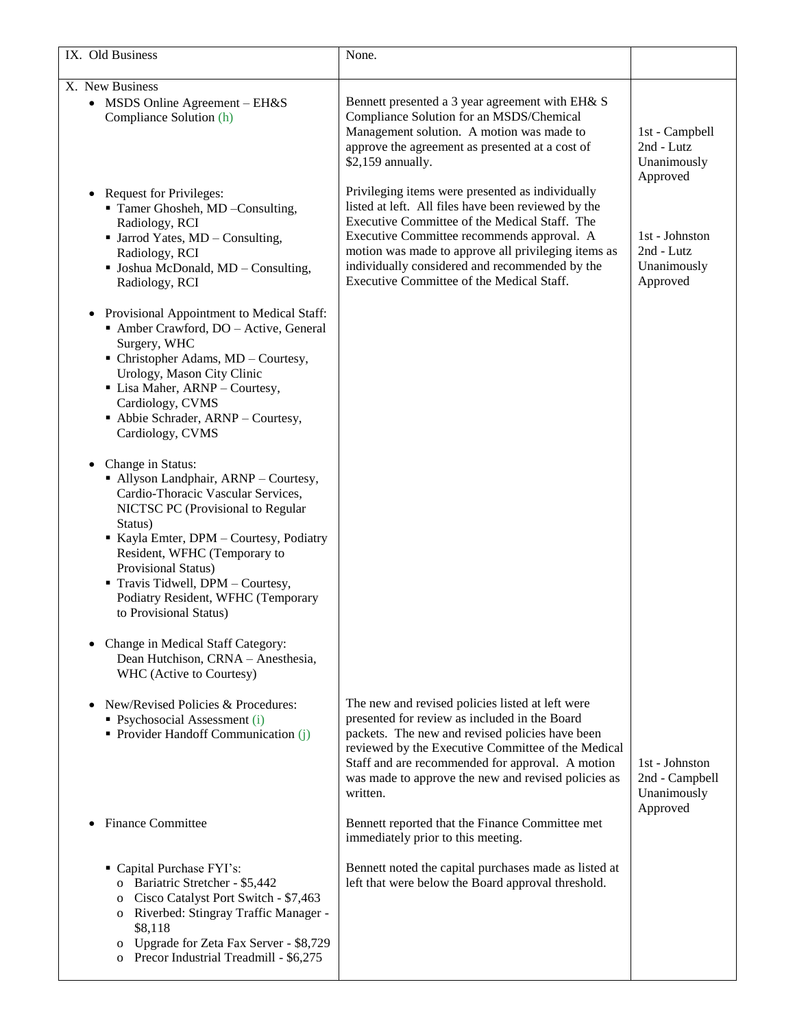| IX. Old Business | None. | |
|---|---|---|
| X. New Business<br>• MSDS Online Agreement – EH&S Compliance Solution (h) | Bennett presented a 3 year agreement with EH& S Compliance Solution for an MSDS/Chemical Management solution. A motion was made to approve the agreement as presented at a cost of $2,159 annually. | 1st - Campbell<br>2nd - Lutz<br>Unanimously Approved |
| • Request for Privileges:<br>▪ Tamer Ghosheh, MD –Consulting, Radiology, RCI<br>▪ Jarrod Yates, MD – Consulting, Radiology, RCI<br>▪ Joshua McDonald, MD – Consulting, Radiology, RCI<br><br>• Provisional Appointment to Medical Staff:<br>▪ Amber Crawford, DO – Active, General Surgery, WHC<br>▪ Christopher Adams, MD – Courtesy, Urology, Mason City Clinic<br>▪ Lisa Maher, ARNP – Courtesy, Cardiology, CVMS<br>▪ Abbie Schrader, ARNP – Courtesy, Cardiology, CVMS<br><br>• Change in Status:<br>▪ Allyson Landphair, ARNP – Courtesy, Cardio-Thoracic Vascular Services, NICTSC PC (Provisional to Regular Status)<br>▪ Kayla Emter, DPM – Courtesy, Podiatry Resident, WFHC (Temporary to Provisional Status)<br>▪ Travis Tidwell, DPM – Courtesy, Podiatry Resident, WFHC (Temporary to Provisional Status)<br><br>• Change in Medical Staff Category:<br>Dean Hutchison, CRNA – Anesthesia, WHC (Active to Courtesy) | Privileging items were presented as individually listed at left. All files have been reviewed by the Executive Committee of the Medical Staff. The Executive Committee recommends approval. A motion was made to approve all privileging items as individually considered and recommended by the Executive Committee of the Medical Staff. | 1st - Johnston<br>2nd - Lutz<br>Unanimously Approved |
| • New/Revised Policies & Procedures:<br>▪ Psychosocial Assessment (i)<br>▪ Provider Handoff Communication (j) | The new and revised policies listed at left were presented for review as included in the Board packets. The new and revised policies have been reviewed by the Executive Committee of the Medical Staff and are recommended for approval. A motion was made to approve the new and revised policies as written. | 1st - Johnston<br>2nd - Campbell<br>Unanimously Approved |
| • Finance Committee | Bennett reported that the Finance Committee met immediately prior to this meeting. | |
| ▪ Capital Purchase FYI's:<br>o Bariatric Stretcher - $5,442<br>o Cisco Catalyst Port Switch - $7,463<br>o Riverbed: Stingray Traffic Manager - $8,118<br>o Upgrade for Zeta Fax Server - $8,729<br>o Precor Industrial Treadmill - $6,275 | Bennett noted the capital purchases made as listed at left that were below the Board approval threshold. | |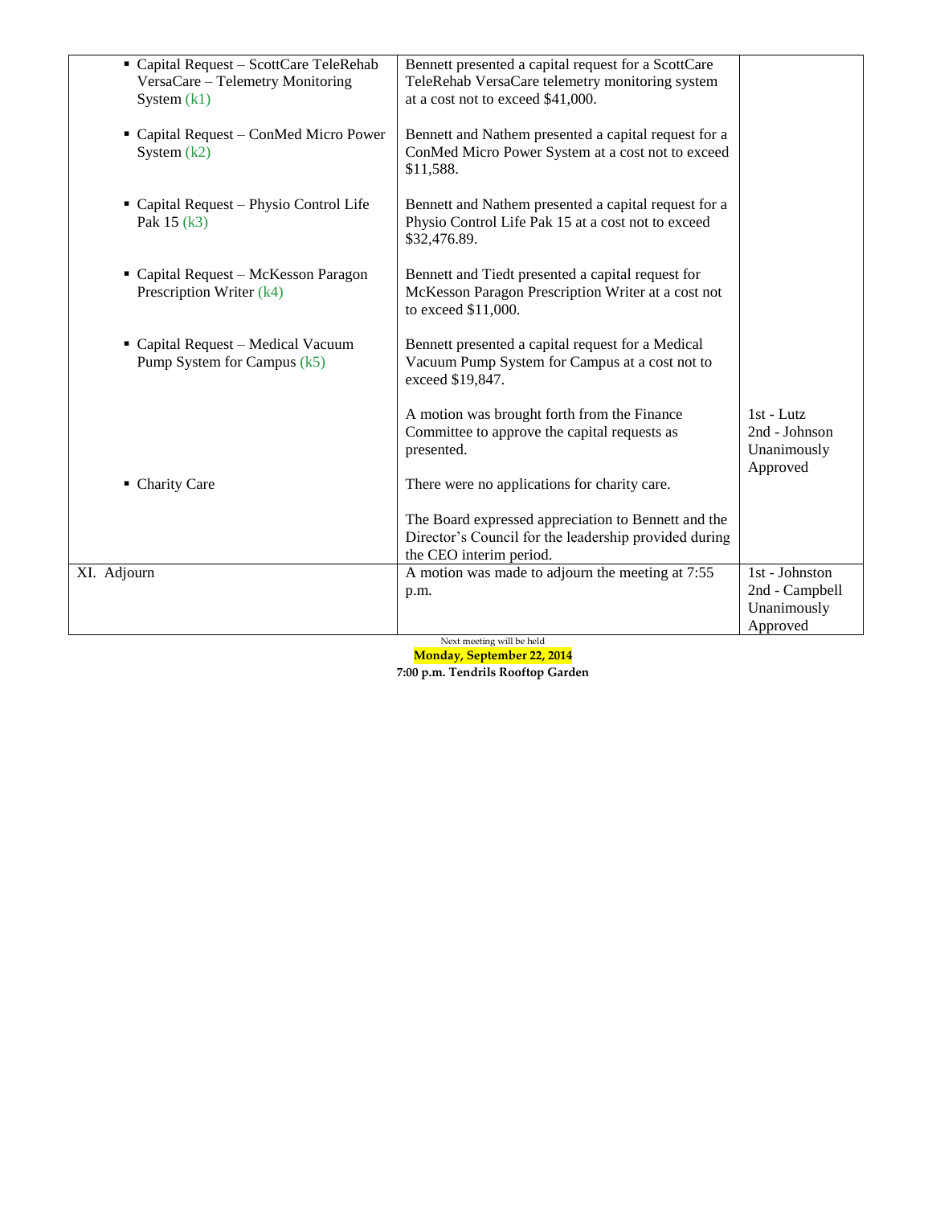| | | |
|---|---|---|
| ▪ Capital Request – ScottCare TeleRehab VersaCare – Telemetry Monitoring System (k1) | Bennett presented a capital request for a ScottCare TeleRehab VersaCare telemetry monitoring system at a cost not to exceed $41,000. | |
| ▪ Capital Request – ConMed Micro Power System (k2) | Bennett and Nathem presented a capital request for a ConMed Micro Power System at a cost not to exceed $11,588. | |
| ▪ Capital Request – Physio Control Life Pak 15 (k3) | Bennett and Nathem presented a capital request for a Physio Control Life Pak 15 at a cost not to exceed $32,476.89. | |
| ▪ Capital Request – McKesson Paragon Prescription Writer (k4) | Bennett and Tiedt presented a capital request for McKesson Paragon Prescription Writer at a cost not to exceed $11,000. | |
| ▪ Capital Request – Medical Vacuum Pump System for Campus (k5) | Bennett presented a capital request for a Medical Vacuum Pump System for Campus at a cost not to exceed $19,847. | |
| | A motion was brought forth from the Finance Committee to approve the capital requests as presented. | 1st - Lutz<br>2nd - Johnson<br>Unanimously Approved |
| ▪ Charity Care | There were no applications for charity care.<br><br>The Board expressed appreciation to Bennett and the Director's Council for the leadership provided during the CEO interim period. | |
| XI. Adjourn | A motion was made to adjourn the meeting at 7:55 p.m. | 1st - Johnston<br>2nd - Campbell<br>Unanimously Approved |

Next meeting will be held

**Monday, September 22, 2014**

**7:00 p.m. Tendrils Rooftop Garden**